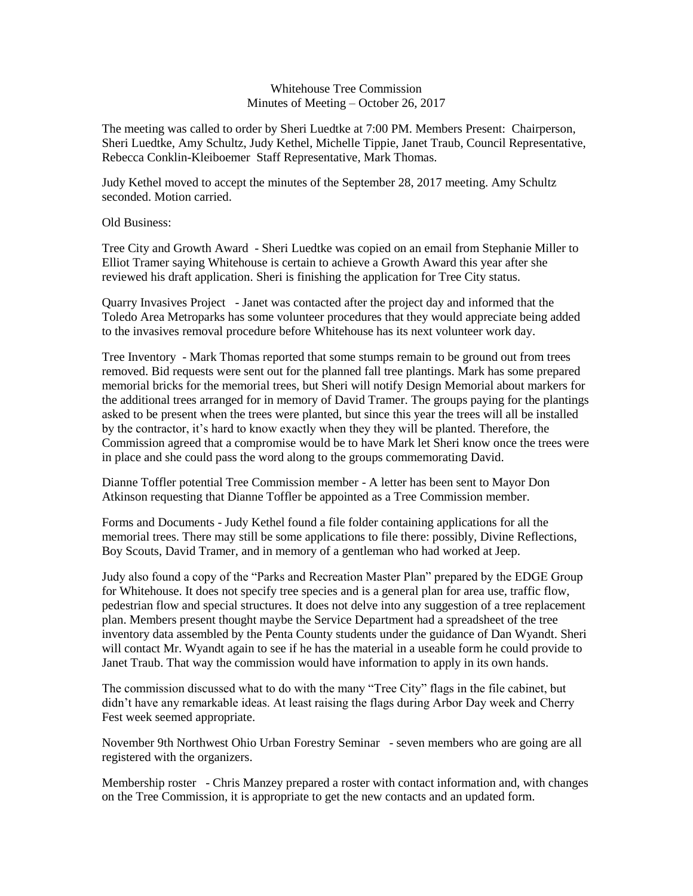Whitehouse Tree Commission
Minutes of Meeting – October 26, 2017

The meeting was called to order by Sheri Luedtke at 7:00 PM. Members Present: Chairperson, Sheri Luedtke, Amy Schultz, Judy Kethel, Michelle Tippie, Janet Traub, Council Representative, Rebecca Conklin-Kleiboemer Staff Representative, Mark Thomas.

Judy Kethel moved to accept the minutes of the September 28, 2017 meeting. Amy Schultz seconded. Motion carried.

Old Business:

Tree City and Growth Award - Sheri Luedtke was copied on an email from Stephanie Miller to Elliot Tramer saying Whitehouse is certain to achieve a Growth Award this year after she reviewed his draft application. Sheri is finishing the application for Tree City status.

Quarry Invasives Project - Janet was contacted after the project day and informed that the Toledo Area Metroparks has some volunteer procedures that they would appreciate being added to the invasives removal procedure before Whitehouse has its next volunteer work day.

Tree Inventory - Mark Thomas reported that some stumps remain to be ground out from trees removed. Bid requests were sent out for the planned fall tree plantings. Mark has some prepared memorial bricks for the memorial trees, but Sheri will notify Design Memorial about markers for the additional trees arranged for in memory of David Tramer. The groups paying for the plantings asked to be present when the trees were planted, but since this year the trees will all be installed by the contractor, it's hard to know exactly when they they will be planted. Therefore, the Commission agreed that a compromise would be to have Mark let Sheri know once the trees were in place and she could pass the word along to the groups commemorating David.

Dianne Toffler potential Tree Commission member - A letter has been sent to Mayor Don Atkinson requesting that Dianne Toffler be appointed as a Tree Commission member.

Forms and Documents - Judy Kethel found a file folder containing applications for all the memorial trees. There may still be some applications to file there: possibly, Divine Reflections, Boy Scouts, David Tramer, and in memory of a gentleman who had worked at Jeep.

Judy also found a copy of the "Parks and Recreation Master Plan" prepared by the EDGE Group for Whitehouse. It does not specify tree species and is a general plan for area use, traffic flow, pedestrian flow and special structures. It does not delve into any suggestion of a tree replacement plan. Members present thought maybe the Service Department had a spreadsheet of the tree inventory data assembled by the Penta County students under the guidance of Dan Wyandt. Sheri will contact Mr. Wyandt again to see if he has the material in a useable form he could provide to Janet Traub. That way the commission would have information to apply in its own hands.

The commission discussed what to do with the many "Tree City" flags in the file cabinet, but didn't have any remarkable ideas. At least raising the flags during Arbor Day week and Cherry Fest week seemed appropriate.

November 9th Northwest Ohio Urban Forestry Seminar - seven members who are going are all registered with the organizers.

Membership roster - Chris Manzey prepared a roster with contact information and, with changes on the Tree Commission, it is appropriate to get the new contacts and an updated form.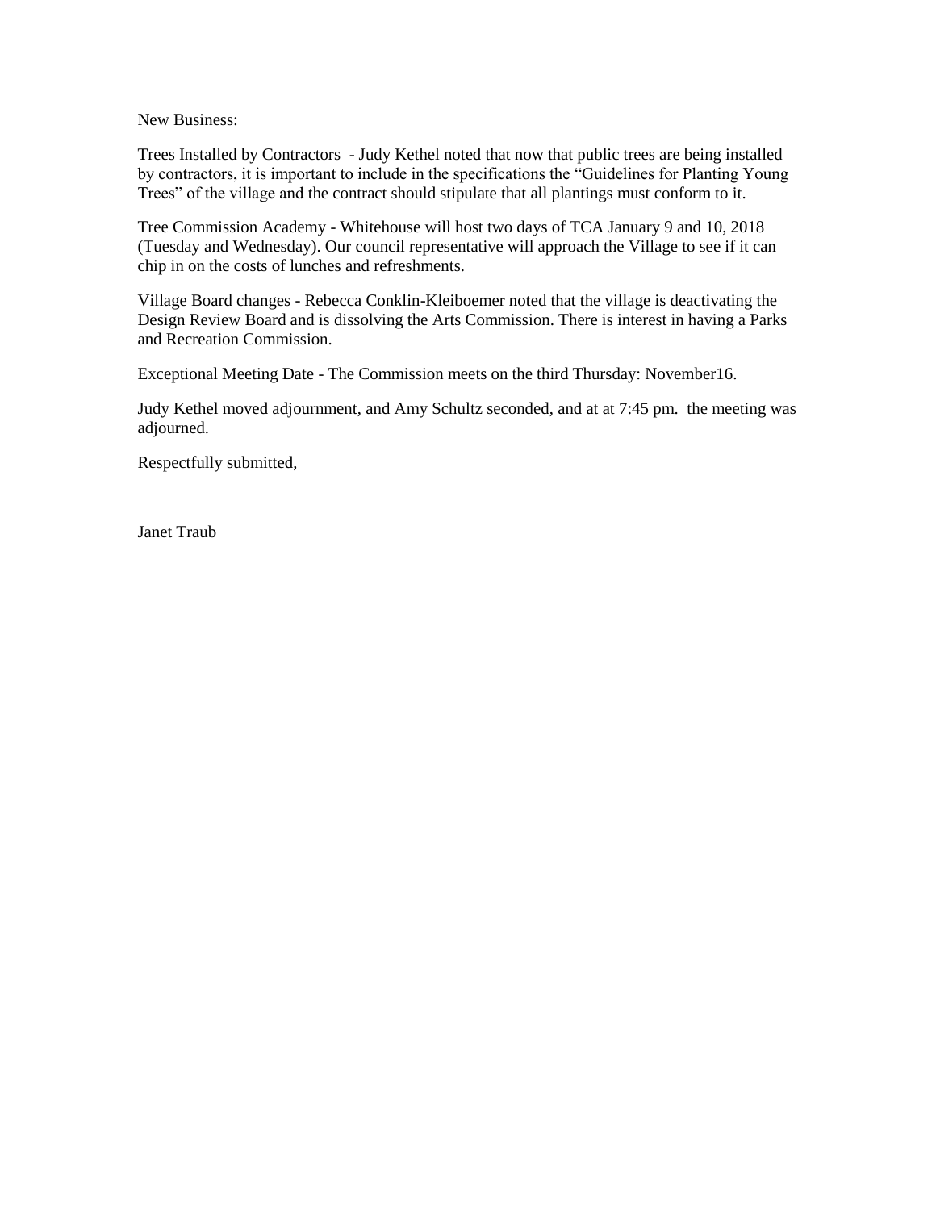New Business:

Trees Installed by Contractors - Judy Kethel noted that now that public trees are being installed by contractors, it is important to include in the specifications the "Guidelines for Planting Young Trees" of the village and the contract should stipulate that all plantings must conform to it.

Tree Commission Academy - Whitehouse will host two days of TCA January 9 and 10, 2018 (Tuesday and Wednesday). Our council representative will approach the Village to see if it can chip in on the costs of lunches and refreshments.

Village Board changes - Rebecca Conklin-Kleiboemer noted that the village is deactivating the Design Review Board and is dissolving the Arts Commission. There is interest in having a Parks and Recreation Commission.

Exceptional Meeting Date - The Commission meets on the third Thursday: November16.

Judy Kethel moved adjournment, and Amy Schultz seconded, and at at 7:45 pm. the meeting was adjourned.

Respectfully submitted,

Janet Traub